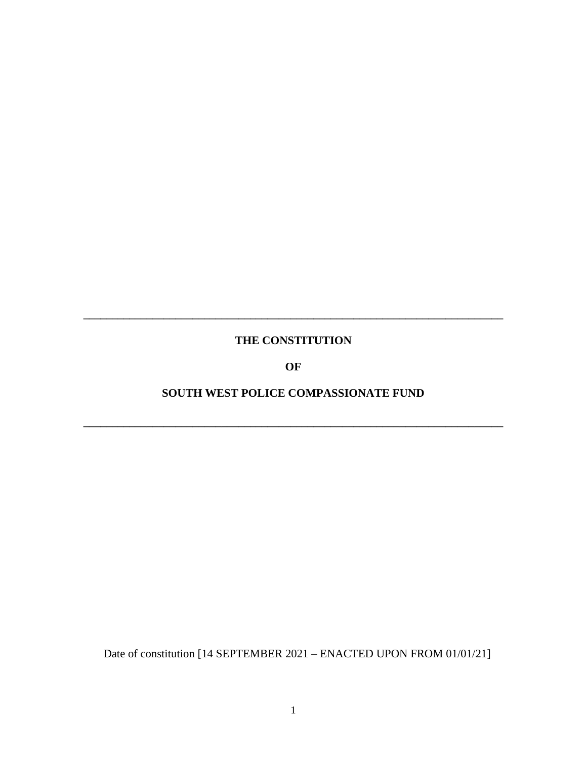---

**THE CONSTITUTION**

**OF**

**SOUTH WEST POLICE COMPASSIONATE FUND**

---

Date of constitution [14 SEPTEMBER 2021 – ENACTED UPON FROM 01/01/21]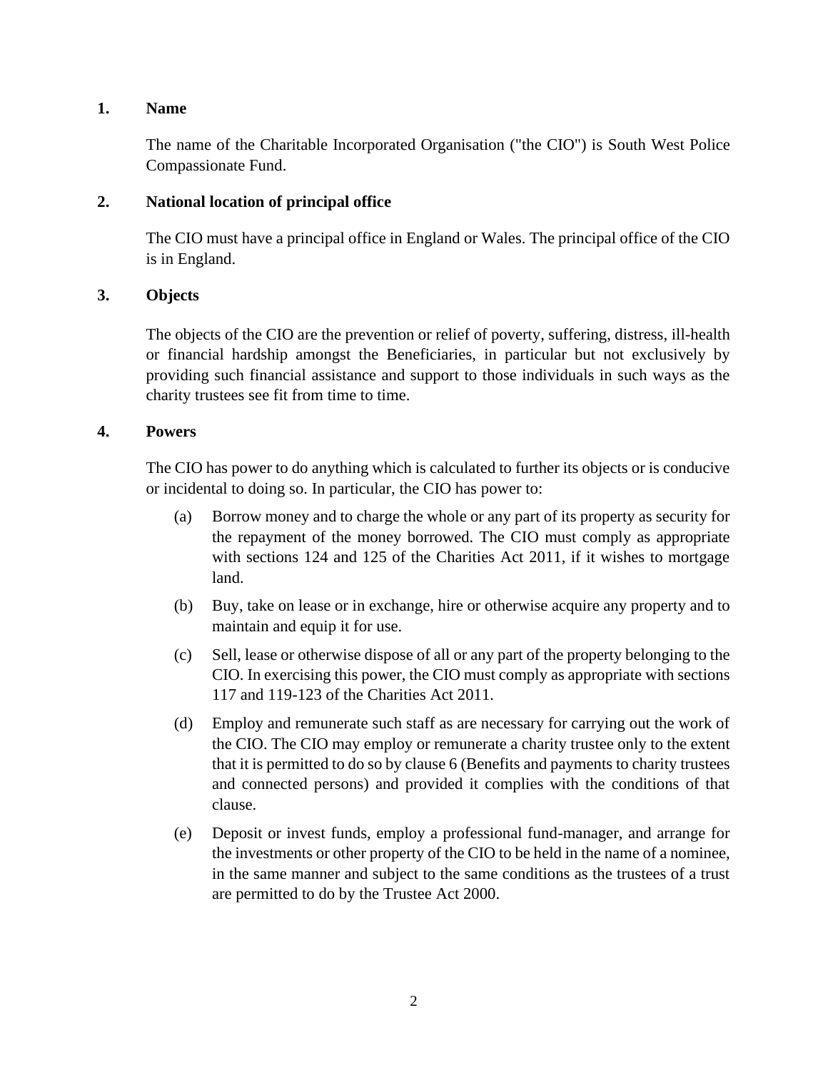## 1. Name

The name of the Charitable Incorporated Organisation ("the CIO") is South West Police Compassionate Fund.

## 2. National location of principal office

The CIO must have a principal office in England or Wales. The principal office of the CIO is in England.

## 3. Objects

The objects of the CIO are the prevention or relief of poverty, suffering, distress, ill-health or financial hardship amongst the Beneficiaries, in particular but not exclusively by providing such financial assistance and support to those individuals in such ways as the charity trustees see fit from time to time.

## 4. Powers

The CIO has power to do anything which is calculated to further its objects or is conducive or incidental to doing so. In particular, the CIO has power to:

(a) Borrow money and to charge the whole or any part of its property as security for the repayment of the money borrowed. The CIO must comply as appropriate with sections 124 and 125 of the Charities Act 2011, if it wishes to mortgage land.

(b) Buy, take on lease or in exchange, hire or otherwise acquire any property and to maintain and equip it for use.

(c) Sell, lease or otherwise dispose of all or any part of the property belonging to the CIO. In exercising this power, the CIO must comply as appropriate with sections 117 and 119-123 of the Charities Act 2011.

(d) Employ and remunerate such staff as are necessary for carrying out the work of the CIO. The CIO may employ or remunerate a charity trustee only to the extent that it is permitted to do so by clause 6 (Benefits and payments to charity trustees and connected persons) and provided it complies with the conditions of that clause.

(e) Deposit or invest funds, employ a professional fund-manager, and arrange for the investments or other property of the CIO to be held in the name of a nominee, in the same manner and subject to the same conditions as the trustees of a trust are permitted to do by the Trustee Act 2000.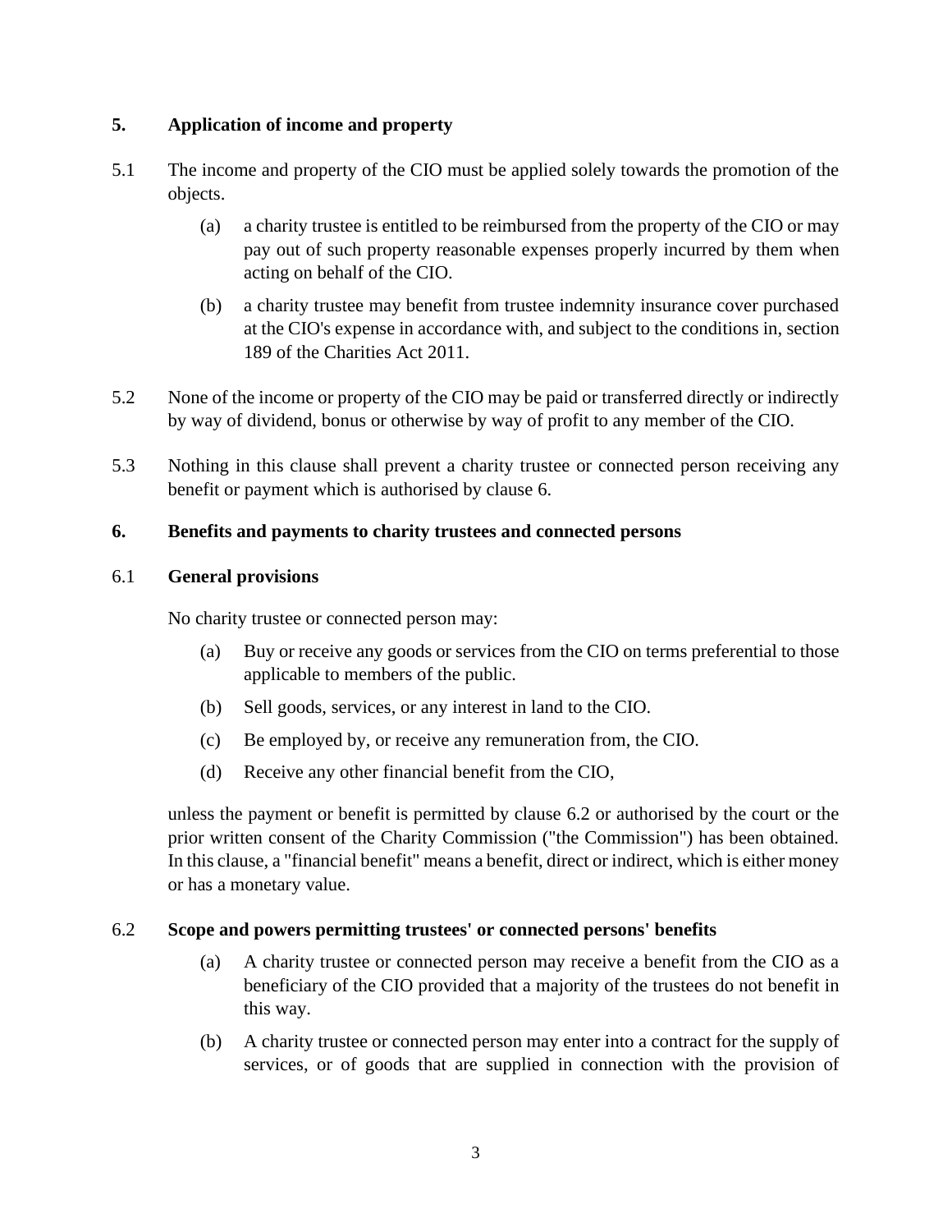## 5. Application of income and property

5.1 The income and property of the CIO must be applied solely towards the promotion of the objects.

(a) a charity trustee is entitled to be reimbursed from the property of the CIO or may pay out of such property reasonable expenses properly incurred by them when acting on behalf of the CIO.

(b) a charity trustee may benefit from trustee indemnity insurance cover purchased at the CIO's expense in accordance with, and subject to the conditions in, section 189 of the Charities Act 2011.

5.2 None of the income or property of the CIO may be paid or transferred directly or indirectly by way of dividend, bonus or otherwise by way of profit to any member of the CIO.

5.3 Nothing in this clause shall prevent a charity trustee or connected person receiving any benefit or payment which is authorised by clause 6.

## 6. Benefits and payments to charity trustees and connected persons

### 6.1 General provisions

No charity trustee or connected person may:

(a) Buy or receive any goods or services from the CIO on terms preferential to those applicable to members of the public.

(b) Sell goods, services, or any interest in land to the CIO.

(c) Be employed by, or receive any remuneration from, the CIO.

(d) Receive any other financial benefit from the CIO,

unless the payment or benefit is permitted by clause 6.2 or authorised by the court or the prior written consent of the Charity Commission ("the Commission") has been obtained. In this clause, a "financial benefit" means a benefit, direct or indirect, which is either money or has a monetary value.

### 6.2 Scope and powers permitting trustees' or connected persons' benefits

(a) A charity trustee or connected person may receive a benefit from the CIO as a beneficiary of the CIO provided that a majority of the trustees do not benefit in this way.

(b) A charity trustee or connected person may enter into a contract for the supply of services, or of goods that are supplied in connection with the provision of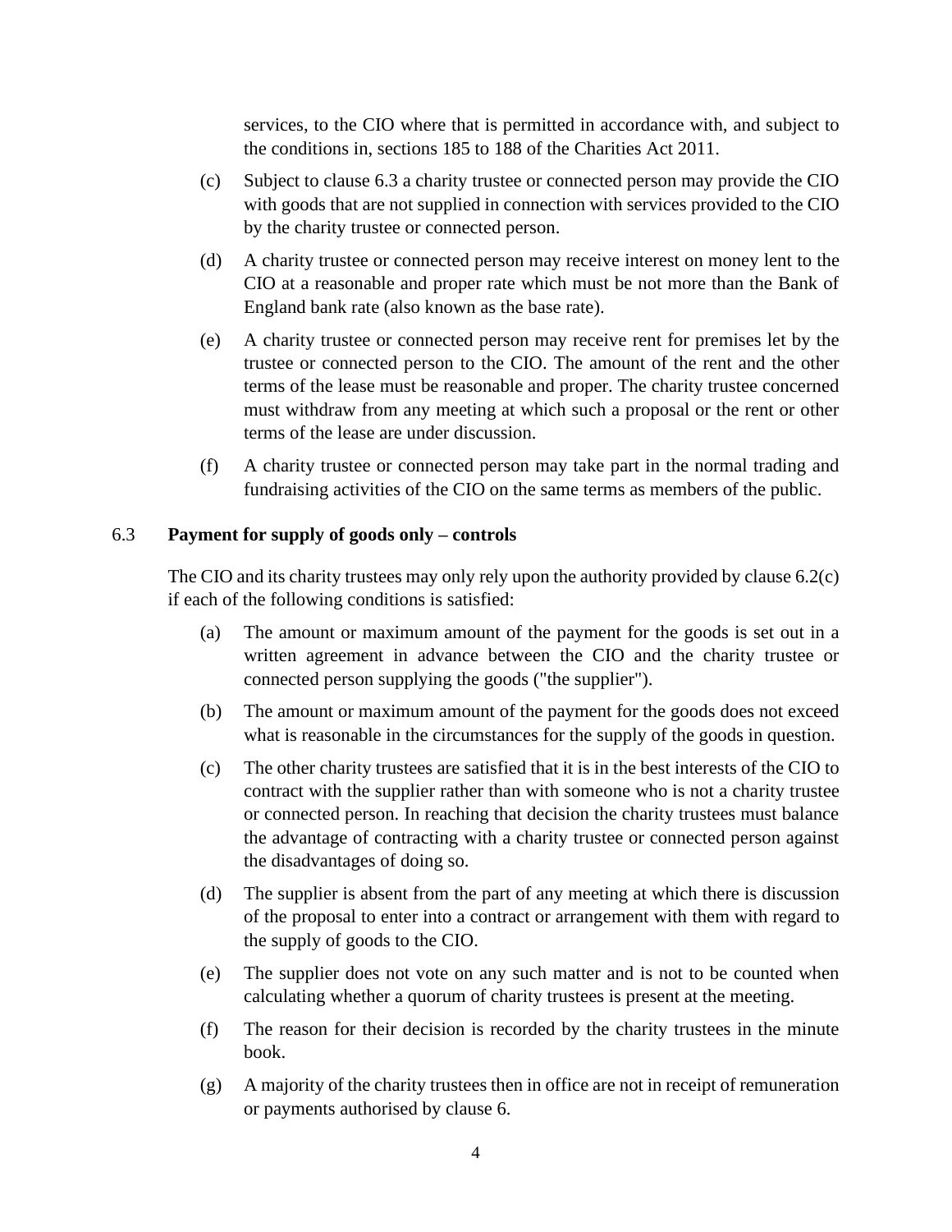services, to the CIO where that is permitted in accordance with, and subject to the conditions in, sections 185 to 188 of the Charities Act 2011.

(c) Subject to clause 6.3 a charity trustee or connected person may provide the CIO with goods that are not supplied in connection with services provided to the CIO by the charity trustee or connected person.

(d) A charity trustee or connected person may receive interest on money lent to the CIO at a reasonable and proper rate which must be not more than the Bank of England bank rate (also known as the base rate).

(e) A charity trustee or connected person may receive rent for premises let by the trustee or connected person to the CIO. The amount of the rent and the other terms of the lease must be reasonable and proper. The charity trustee concerned must withdraw from any meeting at which such a proposal or the rent or other terms of the lease are under discussion.

(f) A charity trustee or connected person may take part in the normal trading and fundraising activities of the CIO on the same terms as members of the public.

### 6.3 Payment for supply of goods only – controls

The CIO and its charity trustees may only rely upon the authority provided by clause 6.2(c) if each of the following conditions is satisfied:

(a) The amount or maximum amount of the payment for the goods is set out in a written agreement in advance between the CIO and the charity trustee or connected person supplying the goods ("the supplier").

(b) The amount or maximum amount of the payment for the goods does not exceed what is reasonable in the circumstances for the supply of the goods in question.

(c) The other charity trustees are satisfied that it is in the best interests of the CIO to contract with the supplier rather than with someone who is not a charity trustee or connected person. In reaching that decision the charity trustees must balance the advantage of contracting with a charity trustee or connected person against the disadvantages of doing so.

(d) The supplier is absent from the part of any meeting at which there is discussion of the proposal to enter into a contract or arrangement with them with regard to the supply of goods to the CIO.

(e) The supplier does not vote on any such matter and is not to be counted when calculating whether a quorum of charity trustees is present at the meeting.

(f) The reason for their decision is recorded by the charity trustees in the minute book.

(g) A majority of the charity trustees then in office are not in receipt of remuneration or payments authorised by clause 6.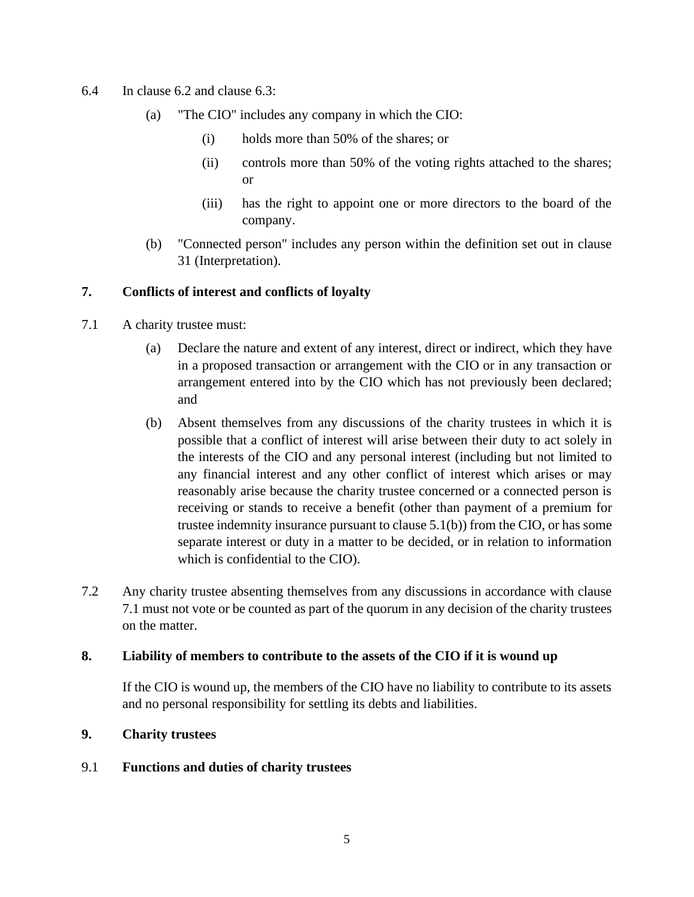6.4 In clause 6.2 and clause 6.3:

   (a) "The CIO" includes any company in which the CIO:

      (i) holds more than 50% of the shares; or

      (ii) controls more than 50% of the voting rights attached to the shares; or

      (iii) has the right to appoint one or more directors to the board of the company.

   (b) "Connected person" includes any person within the definition set out in clause 31 (Interpretation).

## 7. Conflicts of interest and conflicts of loyalty

7.1 A charity trustee must:

   (a) Declare the nature and extent of any interest, direct or indirect, which they have in a proposed transaction or arrangement with the CIO or in any transaction or arrangement entered into by the CIO which has not previously been declared; and

   (b) Absent themselves from any discussions of the charity trustees in which it is possible that a conflict of interest will arise between their duty to act solely in the interests of the CIO and any personal interest (including but not limited to any financial interest and any other conflict of interest which arises or may reasonably arise because the charity trustee concerned or a connected person is receiving or stands to receive a benefit (other than payment of a premium for trustee indemnity insurance pursuant to clause 5.1(b)) from the CIO, or has some separate interest or duty in a matter to be decided, or in relation to information which is confidential to the CIO).

7.2 Any charity trustee absenting themselves from any discussions in accordance with clause 7.1 must not vote or be counted as part of the quorum in any decision of the charity trustees on the matter.

## 8. Liability of members to contribute to the assets of the CIO if it is wound up

If the CIO is wound up, the members of the CIO have no liability to contribute to its assets and no personal responsibility for settling its debts and liabilities.

## 9. Charity trustees

9.1 **Functions and duties of charity trustees**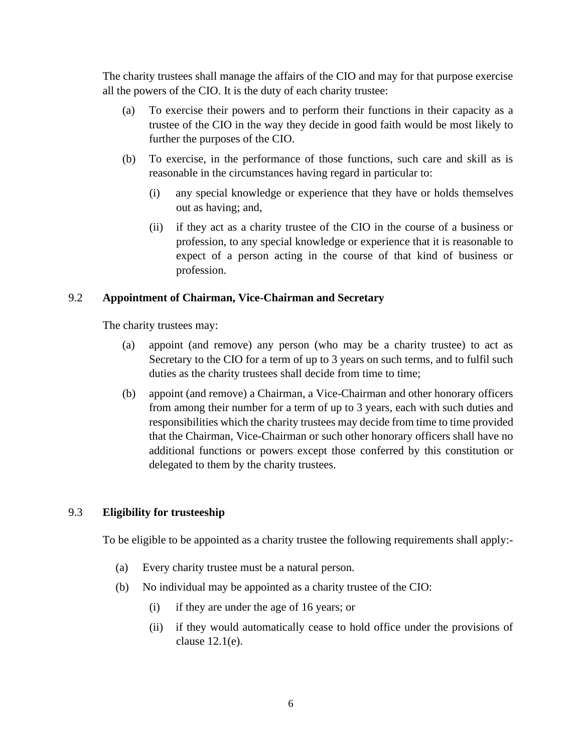The charity trustees shall manage the affairs of the CIO and may for that purpose exercise all the powers of the CIO. It is the duty of each charity trustee:

(a) To exercise their powers and to perform their functions in their capacity as a trustee of the CIO in the way they decide in good faith would be most likely to further the purposes of the CIO.

(b) To exercise, in the performance of those functions, such care and skill as is reasonable in the circumstances having regard in particular to:

  (i) any special knowledge or experience that they have or holds themselves out as having; and,

  (ii) if they act as a charity trustee of the CIO in the course of a business or profession, to any special knowledge or experience that it is reasonable to expect of a person acting in the course of that kind of business or profession.

### 9.2 Appointment of Chairman, Vice-Chairman and Secretary

The charity trustees may:

(a) appoint (and remove) any person (who may be a charity trustee) to act as Secretary to the CIO for a term of up to 3 years on such terms, and to fulfil such duties as the charity trustees shall decide from time to time;

(b) appoint (and remove) a Chairman, a Vice-Chairman and other honorary officers from among their number for a term of up to 3 years, each with such duties and responsibilities which the charity trustees may decide from time to time provided that the Chairman, Vice-Chairman or such other honorary officers shall have no additional functions or powers except those conferred by this constitution or delegated to them by the charity trustees.

### 9.3 Eligibility for trusteeship

To be eligible to be appointed as a charity trustee the following requirements shall apply:-

(a) Every charity trustee must be a natural person.

(b) No individual may be appointed as a charity trustee of the CIO:

  (i) if they are under the age of 16 years; or

  (ii) if they would automatically cease to hold office under the provisions of clause 12.1(e).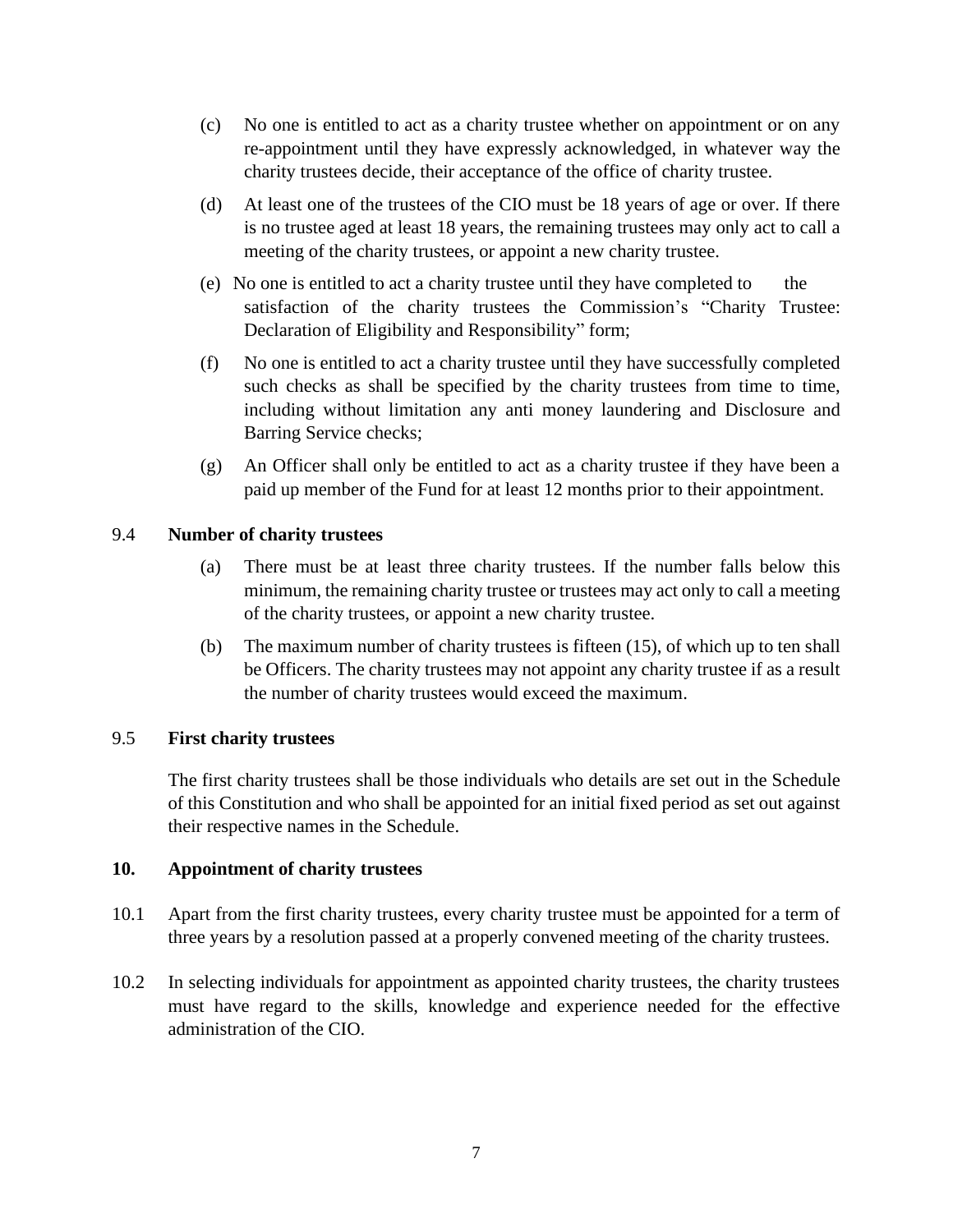(c) No one is entitled to act as a charity trustee whether on appointment or on any re-appointment until they have expressly acknowledged, in whatever way the charity trustees decide, their acceptance of the office of charity trustee.

(d) At least one of the trustees of the CIO must be 18 years of age or over. If there is no trustee aged at least 18 years, the remaining trustees may only act to call a meeting of the charity trustees, or appoint a new charity trustee.

(e) No one is entitled to act a charity trustee until they have completed to the satisfaction of the charity trustees the Commission's "Charity Trustee: Declaration of Eligibility and Responsibility" form;

(f) No one is entitled to act a charity trustee until they have successfully completed such checks as shall be specified by the charity trustees from time to time, including without limitation any anti money laundering and Disclosure and Barring Service checks;

(g) An Officer shall only be entitled to act as a charity trustee if they have been a paid up member of the Fund for at least 12 months prior to their appointment.

9.4 **Number of charity trustees**

(a) There must be at least three charity trustees. If the number falls below this minimum, the remaining charity trustee or trustees may act only to call a meeting of the charity trustees, or appoint a new charity trustee.

(b) The maximum number of charity trustees is fifteen (15), of which up to ten shall be Officers. The charity trustees may not appoint any charity trustee if as a result the number of charity trustees would exceed the maximum.

9.5 **First charity trustees**

The first charity trustees shall be those individuals who details are set out in the Schedule of this Constitution and who shall be appointed for an initial fixed period as set out against their respective names in the Schedule.

## 10. Appointment of charity trustees

10.1 Apart from the first charity trustees, every charity trustee must be appointed for a term of three years by a resolution passed at a properly convened meeting of the charity trustees.

10.2 In selecting individuals for appointment as appointed charity trustees, the charity trustees must have regard to the skills, knowledge and experience needed for the effective administration of the CIO.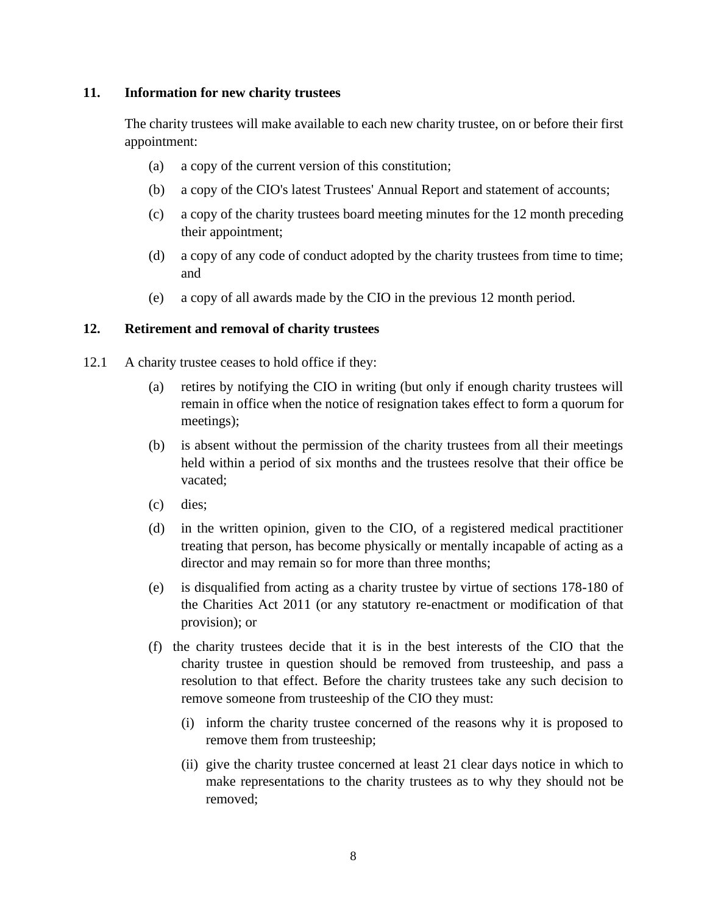## 11. Information for new charity trustees

The charity trustees will make available to each new charity trustee, on or before their first appointment:

(a) a copy of the current version of this constitution;

(b) a copy of the CIO's latest Trustees' Annual Report and statement of accounts;

(c) a copy of the charity trustees board meeting minutes for the 12 month preceding their appointment;

(d) a copy of any code of conduct adopted by the charity trustees from time to time; and

(e) a copy of all awards made by the CIO in the previous 12 month period.

## 12. Retirement and removal of charity trustees

12.1 A charity trustee ceases to hold office if they:

(a) retires by notifying the CIO in writing (but only if enough charity trustees will remain in office when the notice of resignation takes effect to form a quorum for meetings);

(b) is absent without the permission of the charity trustees from all their meetings held within a period of six months and the trustees resolve that their office be vacated;

(c) dies;

(d) in the written opinion, given to the CIO, of a registered medical practitioner treating that person, has become physically or mentally incapable of acting as a director and may remain so for more than three months;

(e) is disqualified from acting as a charity trustee by virtue of sections 178-180 of the Charities Act 2011 (or any statutory re-enactment or modification of that provision); or

(f) the charity trustees decide that it is in the best interests of the CIO that the charity trustee in question should be removed from trusteeship, and pass a resolution to that effect. Before the charity trustees take any such decision to remove someone from trusteeship of the CIO they must:

(i) inform the charity trustee concerned of the reasons why it is proposed to remove them from trusteeship;

(ii) give the charity trustee concerned at least 21 clear days notice in which to make representations to the charity trustees as to why they should not be removed;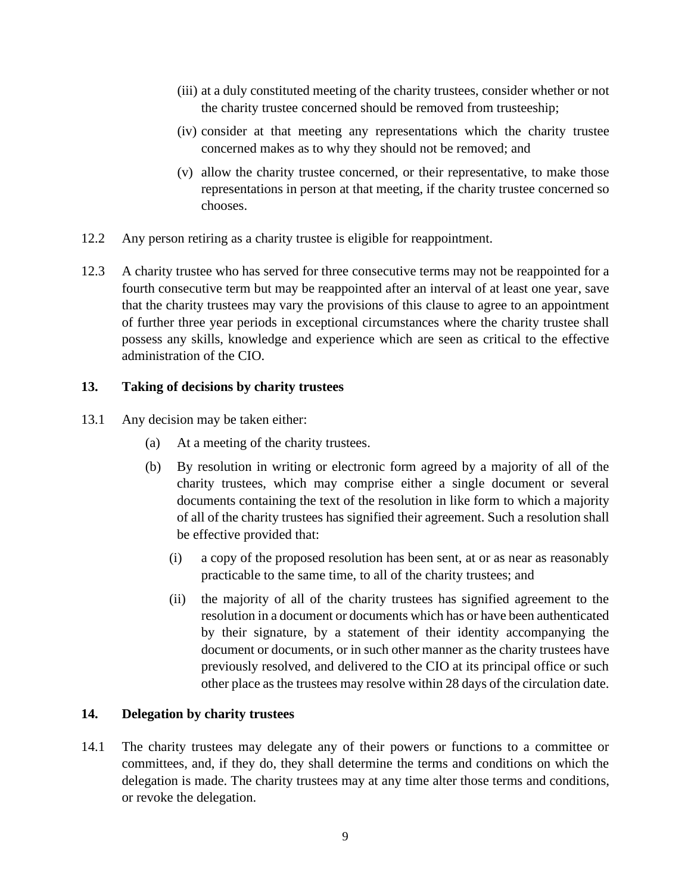(iii) at a duly constituted meeting of the charity trustees, consider whether or not the charity trustee concerned should be removed from trusteeship;

(iv) consider at that meeting any representations which the charity trustee concerned makes as to why they should not be removed; and

(v) allow the charity trustee concerned, or their representative, to make those representations in person at that meeting, if the charity trustee concerned so chooses.

12.2 Any person retiring as a charity trustee is eligible for reappointment.

12.3 A charity trustee who has served for three consecutive terms may not be reappointed for a fourth consecutive term but may be reappointed after an interval of at least one year, save that the charity trustees may vary the provisions of this clause to agree to an appointment of further three year periods in exceptional circumstances where the charity trustee shall possess any skills, knowledge and experience which are seen as critical to the effective administration of the CIO.

**13. Taking of decisions by charity trustees**

13.1 Any decision may be taken either:

(a) At a meeting of the charity trustees.

(b) By resolution in writing or electronic form agreed by a majority of all of the charity trustees, which may comprise either a single document or several documents containing the text of the resolution in like form to which a majority of all of the charity trustees has signified their agreement. Such a resolution shall be effective provided that:

(i) a copy of the proposed resolution has been sent, at or as near as reasonably practicable to the same time, to all of the charity trustees; and

(ii) the majority of all of the charity trustees has signified agreement to the resolution in a document or documents which has or have been authenticated by their signature, by a statement of their identity accompanying the document or documents, or in such other manner as the charity trustees have previously resolved, and delivered to the CIO at its principal office or such other place as the trustees may resolve within 28 days of the circulation date.

**14. Delegation by charity trustees**

14.1 The charity trustees may delegate any of their powers or functions to a committee or committees, and, if they do, they shall determine the terms and conditions on which the delegation is made. The charity trustees may at any time alter those terms and conditions, or revoke the delegation.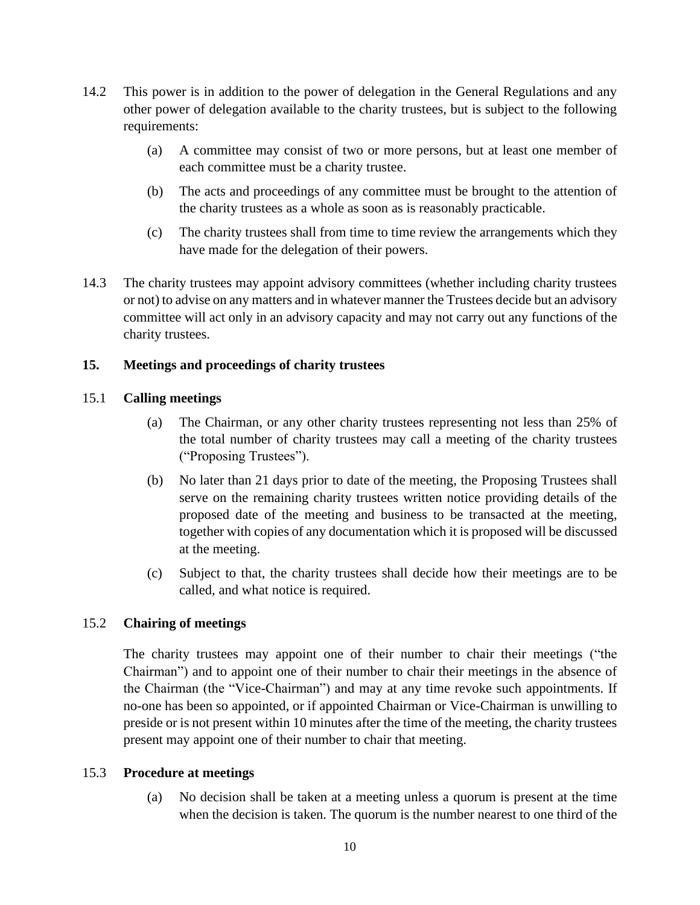14.2 This power is in addition to the power of delegation in the General Regulations and any other power of delegation available to the charity trustees, but is subject to the following requirements:

(a) A committee may consist of two or more persons, but at least one member of each committee must be a charity trustee.

(b) The acts and proceedings of any committee must be brought to the attention of the charity trustees as a whole as soon as is reasonably practicable.

(c) The charity trustees shall from time to time review the arrangements which they have made for the delegation of their powers.

14.3 The charity trustees may appoint advisory committees (whether including charity trustees or not) to advise on any matters and in whatever manner the Trustees decide but an advisory committee will act only in an advisory capacity and may not carry out any functions of the charity trustees.

## 15. Meetings and proceedings of charity trustees

### 15.1 Calling meetings

(a) The Chairman, or any other charity trustees representing not less than 25% of the total number of charity trustees may call a meeting of the charity trustees ("Proposing Trustees").

(b) No later than 21 days prior to date of the meeting, the Proposing Trustees shall serve on the remaining charity trustees written notice providing details of the proposed date of the meeting and business to be transacted at the meeting, together with copies of any documentation which it is proposed will be discussed at the meeting.

(c) Subject to that, the charity trustees shall decide how their meetings are to be called, and what notice is required.

### 15.2 Chairing of meetings

The charity trustees may appoint one of their number to chair their meetings ("the Chairman") and to appoint one of their number to chair their meetings in the absence of the Chairman (the "Vice-Chairman") and may at any time revoke such appointments. If no-one has been so appointed, or if appointed Chairman or Vice-Chairman is unwilling to preside or is not present within 10 minutes after the time of the meeting, the charity trustees present may appoint one of their number to chair that meeting.

### 15.3 Procedure at meetings

(a) No decision shall be taken at a meeting unless a quorum is present at the time when the decision is taken. The quorum is the number nearest to one third of the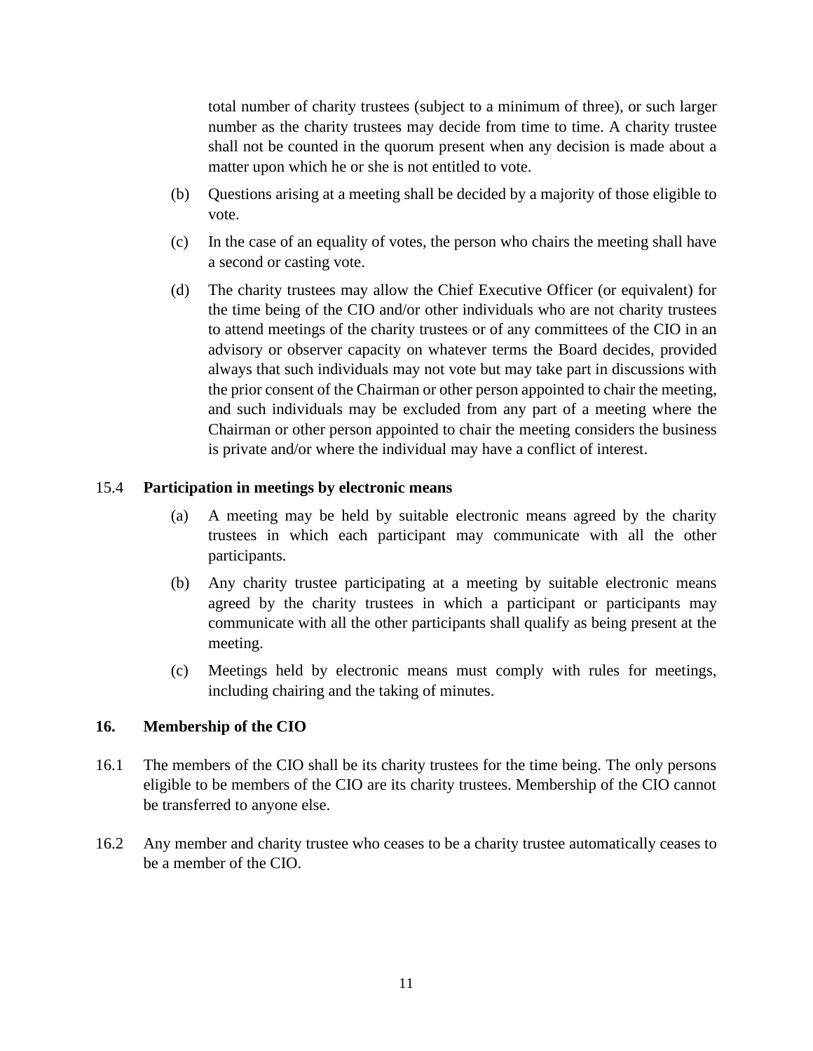total number of charity trustees (subject to a minimum of three), or such larger number as the charity trustees may decide from time to time. A charity trustee shall not be counted in the quorum present when any decision is made about a matter upon which he or she is not entitled to vote.

(b) Questions arising at a meeting shall be decided by a majority of those eligible to vote.

(c) In the case of an equality of votes, the person who chairs the meeting shall have a second or casting vote.

(d) The charity trustees may allow the Chief Executive Officer (or equivalent) for the time being of the CIO and/or other individuals who are not charity trustees to attend meetings of the charity trustees or of any committees of the CIO in an advisory or observer capacity on whatever terms the Board decides, provided always that such individuals may not vote but may take part in discussions with the prior consent of the Chairman or other person appointed to chair the meeting, and such individuals may be excluded from any part of a meeting where the Chairman or other person appointed to chair the meeting considers the business is private and/or where the individual may have a conflict of interest.

15.4 **Participation in meetings by electronic means**

(a) A meeting may be held by suitable electronic means agreed by the charity trustees in which each participant may communicate with all the other participants.

(b) Any charity trustee participating at a meeting by suitable electronic means agreed by the charity trustees in which a participant or participants may communicate with all the other participants shall qualify as being present at the meeting.

(c) Meetings held by electronic means must comply with rules for meetings, including chairing and the taking of minutes.

## 16. Membership of the CIO

16.1 The members of the CIO shall be its charity trustees for the time being. The only persons eligible to be members of the CIO are its charity trustees. Membership of the CIO cannot be transferred to anyone else.

16.2 Any member and charity trustee who ceases to be a charity trustee automatically ceases to be a member of the CIO.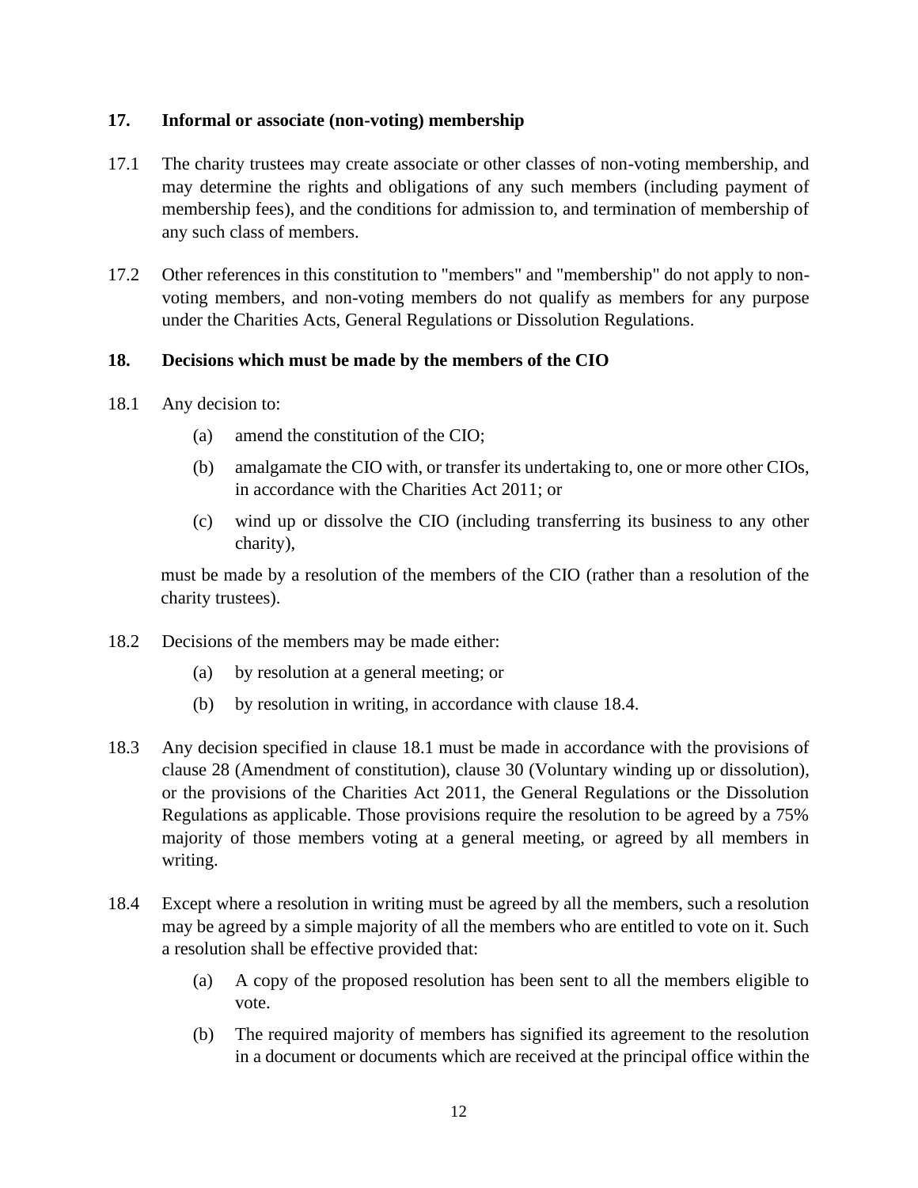## 17. Informal or associate (non-voting) membership

17.1 The charity trustees may create associate or other classes of non-voting membership, and may determine the rights and obligations of any such members (including payment of membership fees), and the conditions for admission to, and termination of membership of any such class of members.

17.2 Other references in this constitution to "members" and "membership" do not apply to non-voting members, and non-voting members do not qualify as members for any purpose under the Charities Acts, General Regulations or Dissolution Regulations.

## 18. Decisions which must be made by the members of the CIO

18.1 Any decision to:

- (a) amend the constitution of the CIO;
- (b) amalgamate the CIO with, or transfer its undertaking to, one or more other CIOs, in accordance with the Charities Act 2011; or
- (c) wind up or dissolve the CIO (including transferring its business to any other charity),

must be made by a resolution of the members of the CIO (rather than a resolution of the charity trustees).

18.2 Decisions of the members may be made either:

- (a) by resolution at a general meeting; or
- (b) by resolution in writing, in accordance with clause 18.4.

18.3 Any decision specified in clause 18.1 must be made in accordance with the provisions of clause 28 (Amendment of constitution), clause 30 (Voluntary winding up or dissolution), or the provisions of the Charities Act 2011, the General Regulations or the Dissolution Regulations as applicable. Those provisions require the resolution to be agreed by a 75% majority of those members voting at a general meeting, or agreed by all members in writing.

18.4 Except where a resolution in writing must be agreed by all the members, such a resolution may be agreed by a simple majority of all the members who are entitled to vote on it. Such a resolution shall be effective provided that:

- (a) A copy of the proposed resolution has been sent to all the members eligible to vote.
- (b) The required majority of members has signified its agreement to the resolution in a document or documents which are received at the principal office within the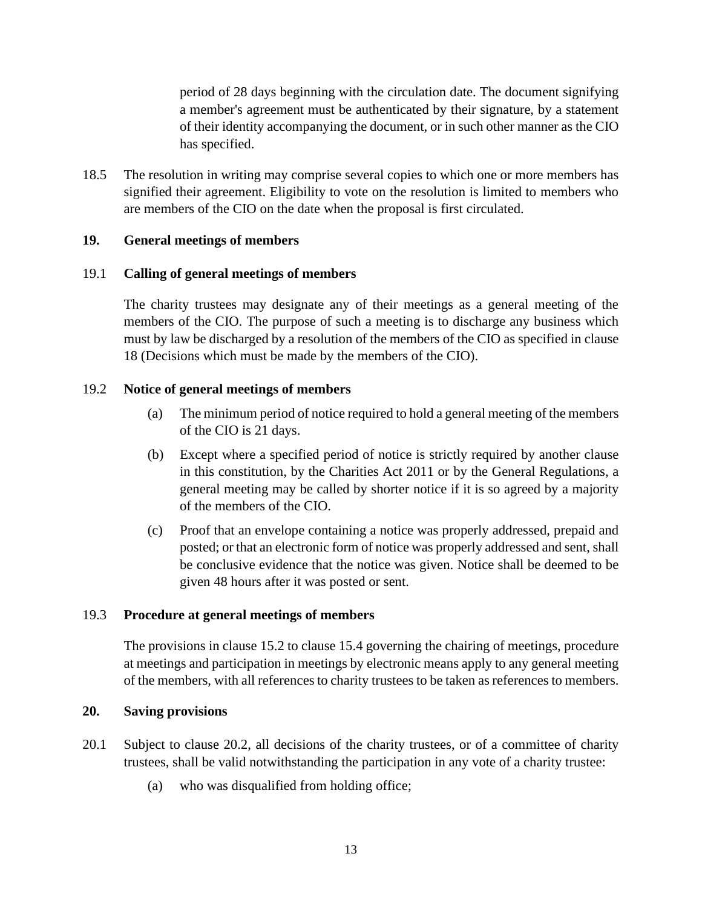period of 28 days beginning with the circulation date. The document signifying a member's agreement must be authenticated by their signature, by a statement of their identity accompanying the document, or in such other manner as the CIO has specified.

18.5 The resolution in writing may comprise several copies to which one or more members has signified their agreement. Eligibility to vote on the resolution is limited to members who are members of the CIO on the date when the proposal is first circulated.

**19. General meetings of members**

19.1 **Calling of general meetings of members**

The charity trustees may designate any of their meetings as a general meeting of the members of the CIO. The purpose of such a meeting is to discharge any business which must by law be discharged by a resolution of the members of the CIO as specified in clause 18 (Decisions which must be made by the members of the CIO).

19.2 **Notice of general meetings of members**

(a) The minimum period of notice required to hold a general meeting of the members of the CIO is 21 days.

(b) Except where a specified period of notice is strictly required by another clause in this constitution, by the Charities Act 2011 or by the General Regulations, a general meeting may be called by shorter notice if it is so agreed by a majority of the members of the CIO.

(c) Proof that an envelope containing a notice was properly addressed, prepaid and posted; or that an electronic form of notice was properly addressed and sent, shall be conclusive evidence that the notice was given. Notice shall be deemed to be given 48 hours after it was posted or sent.

19.3 **Procedure at general meetings of members**

The provisions in clause 15.2 to clause 15.4 governing the chairing of meetings, procedure at meetings and participation in meetings by electronic means apply to any general meeting of the members, with all references to charity trustees to be taken as references to members.

**20. Saving provisions**

20.1 Subject to clause 20.2, all decisions of the charity trustees, or of a committee of charity trustees, shall be valid notwithstanding the participation in any vote of a charity trustee:

(a) who was disqualified from holding office;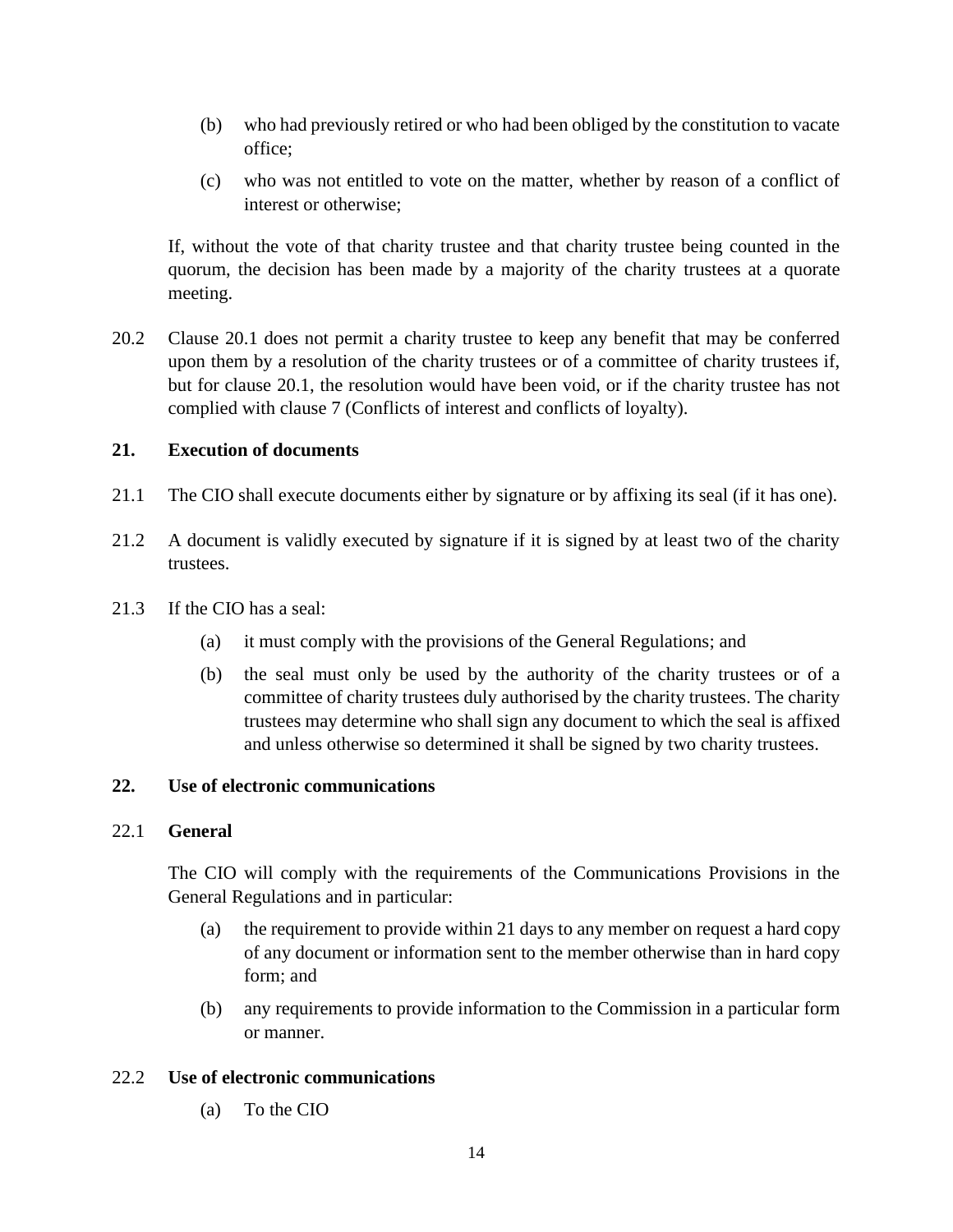(b) who had previously retired or who had been obliged by the constitution to vacate office;

(c) who was not entitled to vote on the matter, whether by reason of a conflict of interest or otherwise;

If, without the vote of that charity trustee and that charity trustee being counted in the quorum, the decision has been made by a majority of the charity trustees at a quorate meeting.

20.2 Clause 20.1 does not permit a charity trustee to keep any benefit that may be conferred upon them by a resolution of the charity trustees or of a committee of charity trustees if, but for clause 20.1, the resolution would have been void, or if the charity trustee has not complied with clause 7 (Conflicts of interest and conflicts of loyalty).

**21. Execution of documents**

21.1 The CIO shall execute documents either by signature or by affixing its seal (if it has one).

21.2 A document is validly executed by signature if it is signed by at least two of the charity trustees.

21.3 If the CIO has a seal:

(a) it must comply with the provisions of the General Regulations; and

(b) the seal must only be used by the authority of the charity trustees or of a committee of charity trustees duly authorised by the charity trustees. The charity trustees may determine who shall sign any document to which the seal is affixed and unless otherwise so determined it shall be signed by two charity trustees.

**22. Use of electronic communications**

22.1 **General**

The CIO will comply with the requirements of the Communications Provisions in the General Regulations and in particular:

(a) the requirement to provide within 21 days to any member on request a hard copy of any document or information sent to the member otherwise than in hard copy form; and

(b) any requirements to provide information to the Commission in a particular form or manner.

22.2 **Use of electronic communications**

(a) To the CIO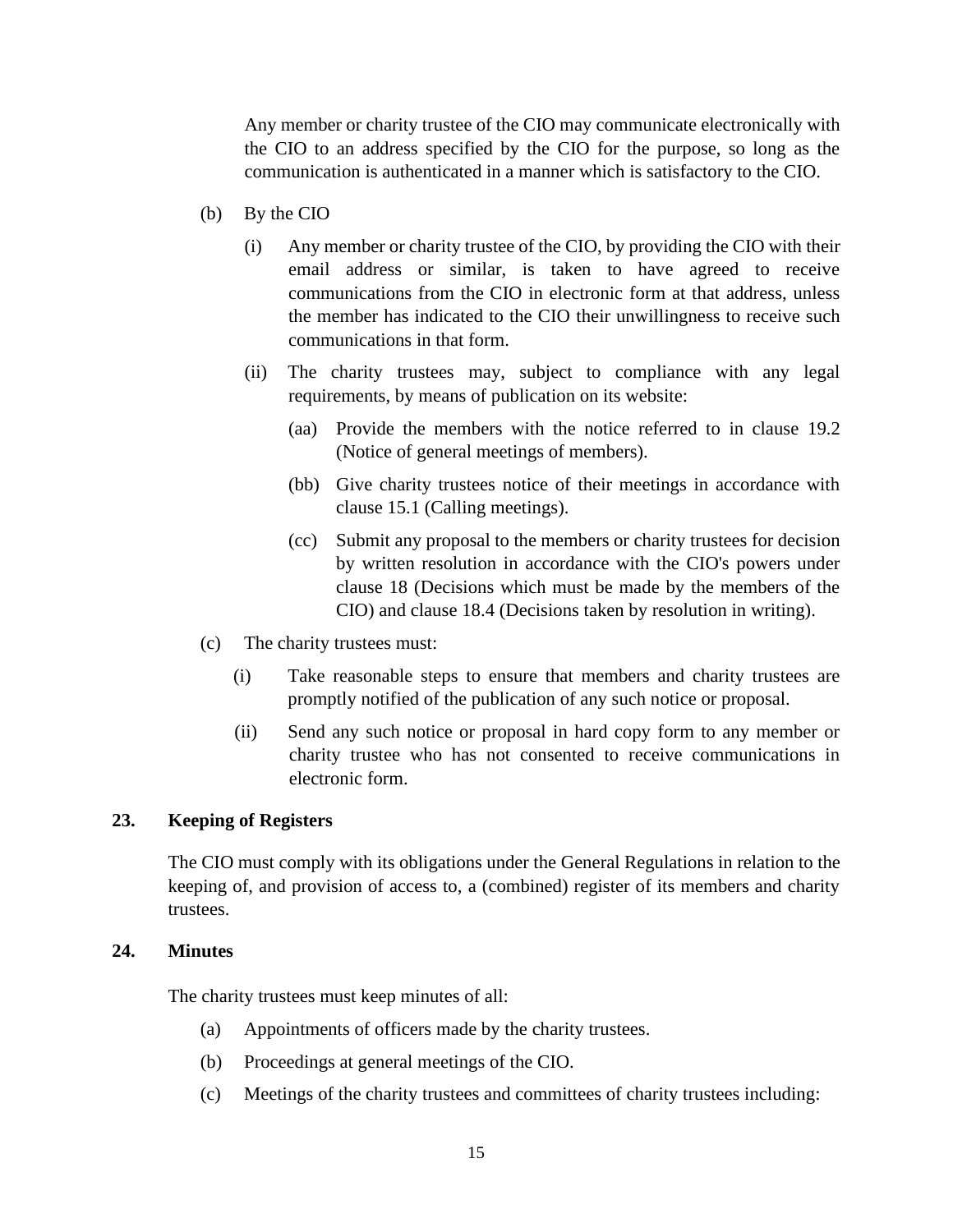Any member or charity trustee of the CIO may communicate electronically with the CIO to an address specified by the CIO for the purpose, so long as the communication is authenticated in a manner which is satisfactory to the CIO.

(b) By the CIO

(i) Any member or charity trustee of the CIO, by providing the CIO with their email address or similar, is taken to have agreed to receive communications from the CIO in electronic form at that address, unless the member has indicated to the CIO their unwillingness to receive such communications in that form.

(ii) The charity trustees may, subject to compliance with any legal requirements, by means of publication on its website:

(aa) Provide the members with the notice referred to in clause 19.2 (Notice of general meetings of members).

(bb) Give charity trustees notice of their meetings in accordance with clause 15.1 (Calling meetings).

(cc) Submit any proposal to the members or charity trustees for decision by written resolution in accordance with the CIO's powers under clause 18 (Decisions which must be made by the members of the CIO) and clause 18.4 (Decisions taken by resolution in writing).

(c) The charity trustees must:

(i) Take reasonable steps to ensure that members and charity trustees are promptly notified of the publication of any such notice or proposal.

(ii) Send any such notice or proposal in hard copy form to any member or charity trustee who has not consented to receive communications in electronic form.

**23. Keeping of Registers**

The CIO must comply with its obligations under the General Regulations in relation to the keeping of, and provision of access to, a (combined) register of its members and charity trustees.

**24. Minutes**

The charity trustees must keep minutes of all:

(a) Appointments of officers made by the charity trustees.

(b) Proceedings at general meetings of the CIO.

(c) Meetings of the charity trustees and committees of charity trustees including: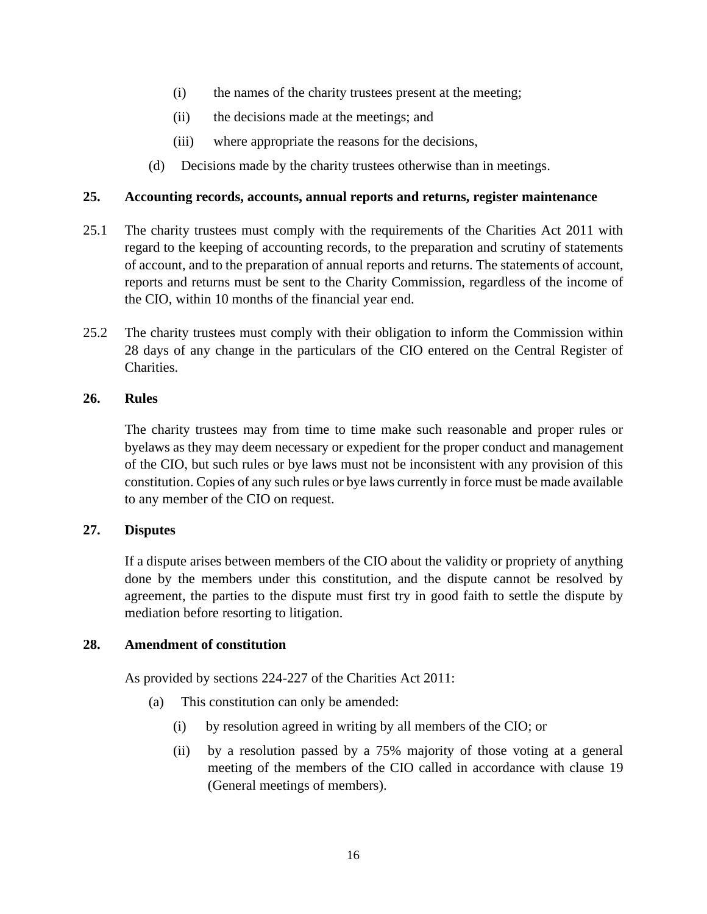(i) the names of the charity trustees present at the meeting;

(ii) the decisions made at the meetings; and

(iii) where appropriate the reasons for the decisions,

(d) Decisions made by the charity trustees otherwise than in meetings.

**25. Accounting records, accounts, annual reports and returns, register maintenance**

25.1 The charity trustees must comply with the requirements of the Charities Act 2011 with regard to the keeping of accounting records, to the preparation and scrutiny of statements of account, and to the preparation of annual reports and returns. The statements of account, reports and returns must be sent to the Charity Commission, regardless of the income of the CIO, within 10 months of the financial year end.

25.2 The charity trustees must comply with their obligation to inform the Commission within 28 days of any change in the particulars of the CIO entered on the Central Register of Charities.

**26. Rules**

The charity trustees may from time to time make such reasonable and proper rules or byelaws as they may deem necessary or expedient for the proper conduct and management of the CIO, but such rules or bye laws must not be inconsistent with any provision of this constitution. Copies of any such rules or bye laws currently in force must be made available to any member of the CIO on request.

**27. Disputes**

If a dispute arises between members of the CIO about the validity or propriety of anything done by the members under this constitution, and the dispute cannot be resolved by agreement, the parties to the dispute must first try in good faith to settle the dispute by mediation before resorting to litigation.

**28. Amendment of constitution**

As provided by sections 224-227 of the Charities Act 2011:

(a) This constitution can only be amended:

(i) by resolution agreed in writing by all members of the CIO; or

(ii) by a resolution passed by a 75% majority of those voting at a general meeting of the members of the CIO called in accordance with clause 19 (General meetings of members).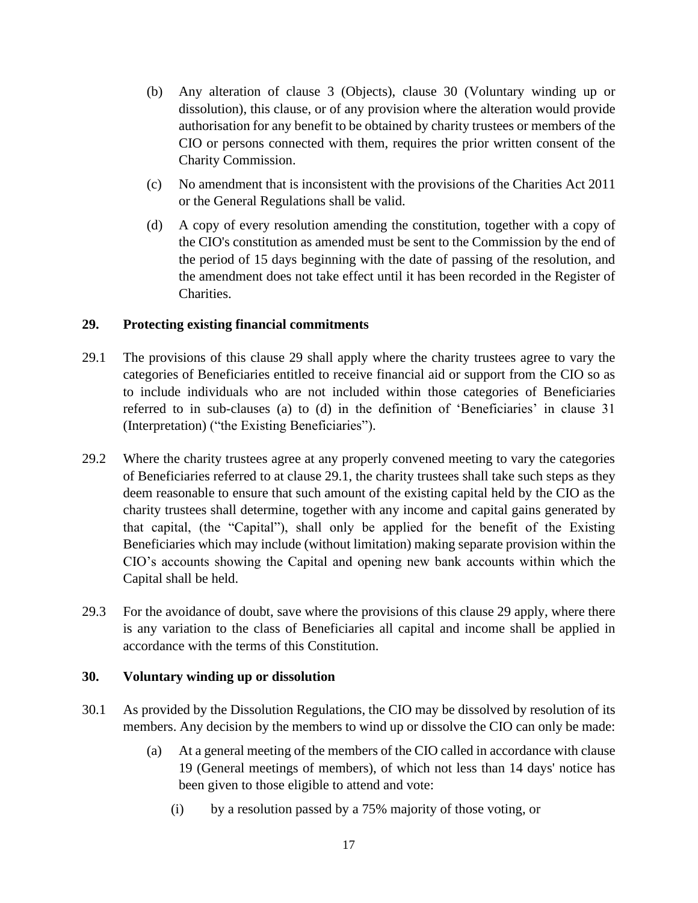(b) Any alteration of clause 3 (Objects), clause 30 (Voluntary winding up or dissolution), this clause, or of any provision where the alteration would provide authorisation for any benefit to be obtained by charity trustees or members of the CIO or persons connected with them, requires the prior written consent of the Charity Commission.

(c) No amendment that is inconsistent with the provisions of the Charities Act 2011 or the General Regulations shall be valid.

(d) A copy of every resolution amending the constitution, together with a copy of the CIO's constitution as amended must be sent to the Commission by the end of the period of 15 days beginning with the date of passing of the resolution, and the amendment does not take effect until it has been recorded in the Register of Charities.

## 29. Protecting existing financial commitments

29.1 The provisions of this clause 29 shall apply where the charity trustees agree to vary the categories of Beneficiaries entitled to receive financial aid or support from the CIO so as to include individuals who are not included within those categories of Beneficiaries referred to in sub-clauses (a) to (d) in the definition of 'Beneficiaries' in clause 31 (Interpretation) ("the Existing Beneficiaries").

29.2 Where the charity trustees agree at any properly convened meeting to vary the categories of Beneficiaries referred to at clause 29.1, the charity trustees shall take such steps as they deem reasonable to ensure that such amount of the existing capital held by the CIO as the charity trustees shall determine, together with any income and capital gains generated by that capital, (the "Capital"), shall only be applied for the benefit of the Existing Beneficiaries which may include (without limitation) making separate provision within the CIO's accounts showing the Capital and opening new bank accounts within which the Capital shall be held.

29.3 For the avoidance of doubt, save where the provisions of this clause 29 apply, where there is any variation to the class of Beneficiaries all capital and income shall be applied in accordance with the terms of this Constitution.

## 30. Voluntary winding up or dissolution

30.1 As provided by the Dissolution Regulations, the CIO may be dissolved by resolution of its members. Any decision by the members to wind up or dissolve the CIO can only be made:

(a) At a general meeting of the members of the CIO called in accordance with clause 19 (General meetings of members), of which not less than 14 days' notice has been given to those eligible to attend and vote:

(i) by a resolution passed by a 75% majority of those voting, or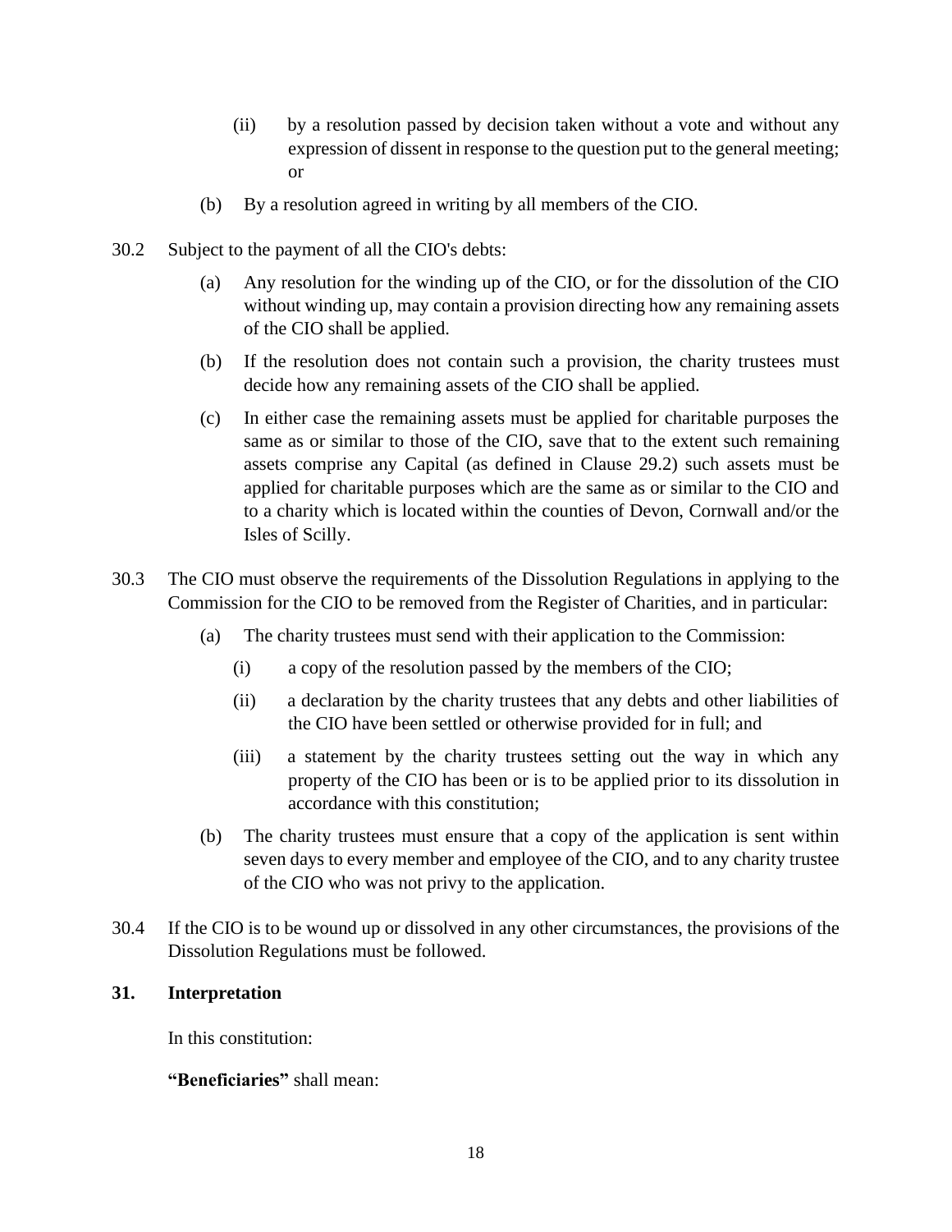(ii) by a resolution passed by decision taken without a vote and without any expression of dissent in response to the question put to the general meeting; or

(b) By a resolution agreed in writing by all members of the CIO.

30.2 Subject to the payment of all the CIO's debts:

(a) Any resolution for the winding up of the CIO, or for the dissolution of the CIO without winding up, may contain a provision directing how any remaining assets of the CIO shall be applied.

(b) If the resolution does not contain such a provision, the charity trustees must decide how any remaining assets of the CIO shall be applied.

(c) In either case the remaining assets must be applied for charitable purposes the same as or similar to those of the CIO, save that to the extent such remaining assets comprise any Capital (as defined in Clause 29.2) such assets must be applied for charitable purposes which are the same as or similar to the CIO and to a charity which is located within the counties of Devon, Cornwall and/or the Isles of Scilly.

30.3 The CIO must observe the requirements of the Dissolution Regulations in applying to the Commission for the CIO to be removed from the Register of Charities, and in particular:

(a) The charity trustees must send with their application to the Commission:

(i) a copy of the resolution passed by the members of the CIO;

(ii) a declaration by the charity trustees that any debts and other liabilities of the CIO have been settled or otherwise provided for in full; and

(iii) a statement by the charity trustees setting out the way in which any property of the CIO has been or is to be applied prior to its dissolution in accordance with this constitution;

(b) The charity trustees must ensure that a copy of the application is sent within seven days to every member and employee of the CIO, and to any charity trustee of the CIO who was not privy to the application.

30.4 If the CIO is to be wound up or dissolved in any other circumstances, the provisions of the Dissolution Regulations must be followed.

**31. Interpretation**

In this constitution:

**"Beneficiaries"** shall mean: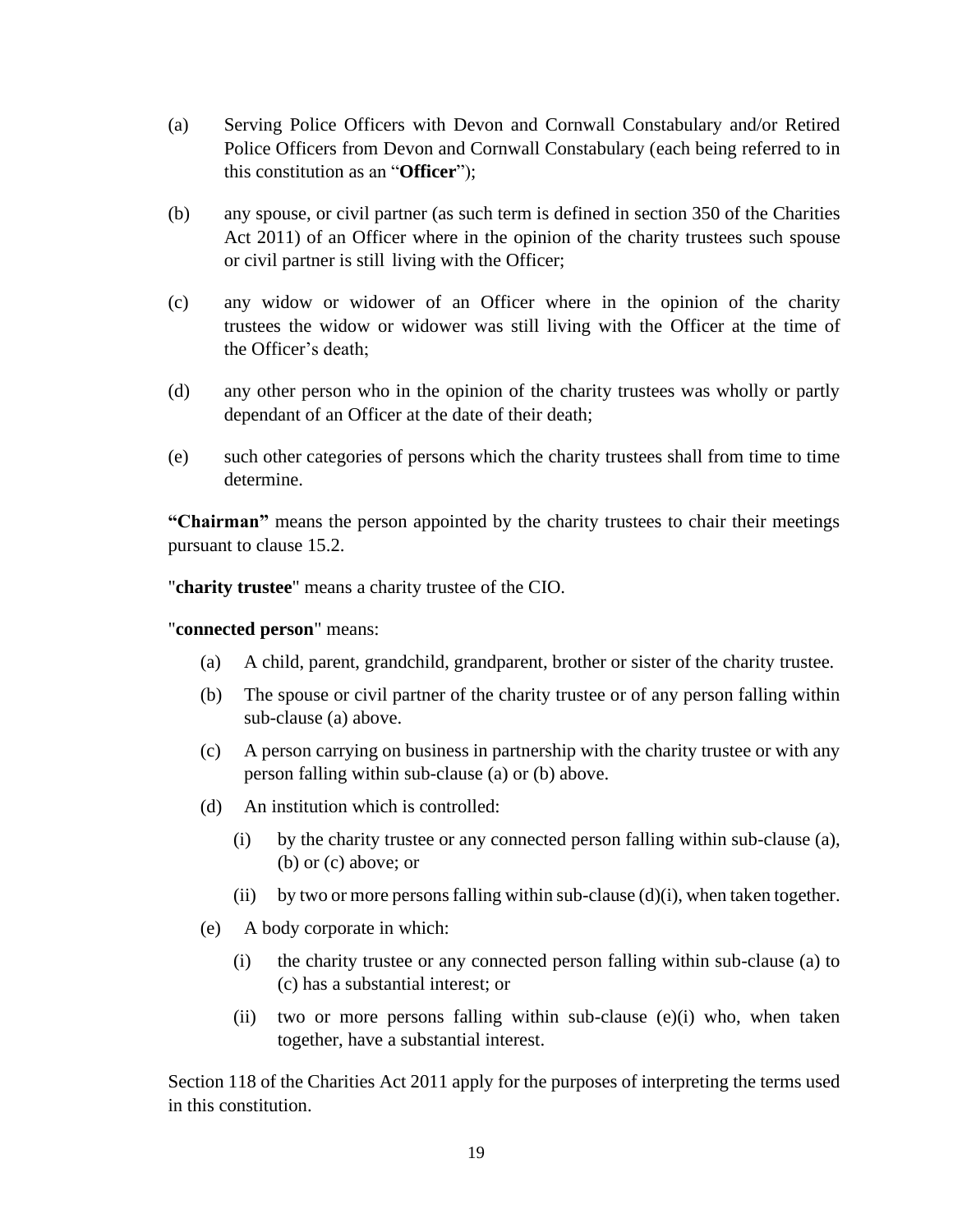(a) Serving Police Officers with Devon and Cornwall Constabulary and/or Retired Police Officers from Devon and Cornwall Constabulary (each being referred to in this constitution as an "**Officer**");

(b) any spouse, or civil partner (as such term is defined in section 350 of the Charities Act 2011) of an Officer where in the opinion of the charity trustees such spouse or civil partner is still living with the Officer;

(c) any widow or widower of an Officer where in the opinion of the charity trustees the widow or widower was still living with the Officer at the time of the Officer's death;

(d) any other person who in the opinion of the charity trustees was wholly or partly dependant of an Officer at the date of their death;

(e) such other categories of persons which the charity trustees shall from time to time determine.

**"Chairman"** means the person appointed by the charity trustees to chair their meetings pursuant to clause 15.2.

"**charity trustee**" means a charity trustee of the CIO.

"**connected person**" means:

(a) A child, parent, grandchild, grandparent, brother or sister of the charity trustee.

(b) The spouse or civil partner of the charity trustee or of any person falling within sub-clause (a) above.

(c) A person carrying on business in partnership with the charity trustee or with any person falling within sub-clause (a) or (b) above.

(d) An institution which is controlled:

   (i) by the charity trustee or any connected person falling within sub-clause (a), (b) or (c) above; or

   (ii) by two or more persons falling within sub-clause (d)(i), when taken together.

(e) A body corporate in which:

   (i) the charity trustee or any connected person falling within sub-clause (a) to (c) has a substantial interest; or

   (ii) two or more persons falling within sub-clause (e)(i) who, when taken together, have a substantial interest.

Section 118 of the Charities Act 2011 apply for the purposes of interpreting the terms used in this constitution.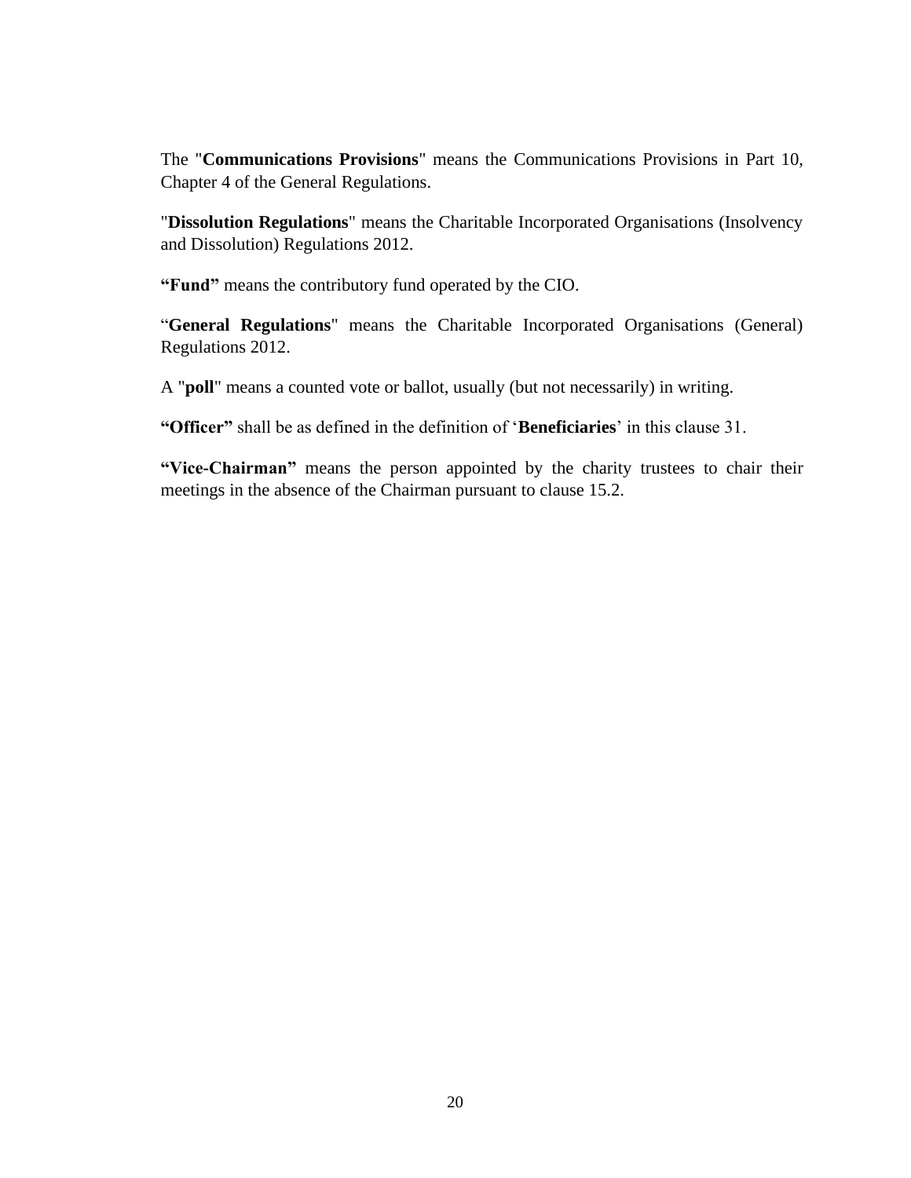The "**Communications Provisions**" means the Communications Provisions in Part 10, Chapter 4 of the General Regulations.

"**Dissolution Regulations**" means the Charitable Incorporated Organisations (Insolvency and Dissolution) Regulations 2012.

**"Fund"** means the contributory fund operated by the CIO.

"**General Regulations**" means the Charitable Incorporated Organisations (General) Regulations 2012.

A "**poll**" means a counted vote or ballot, usually (but not necessarily) in writing.

**"Officer"** shall be as defined in the definition of '**Beneficiaries**' in this clause 31.

**"Vice-Chairman"** means the person appointed by the charity trustees to chair their meetings in the absence of the Chairman pursuant to clause 15.2.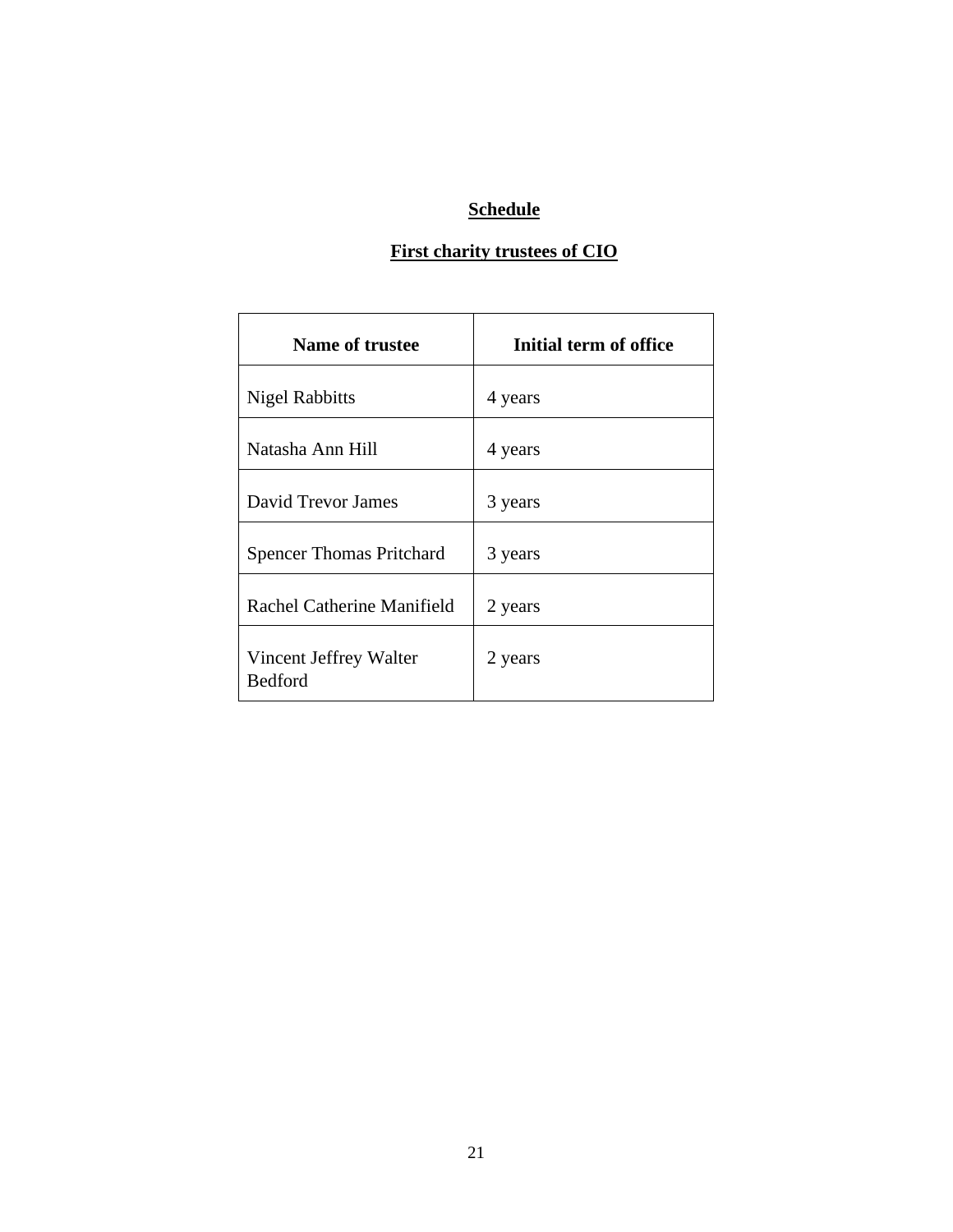## Schedule

## First charity trustees of CIO

| Name of trustee | Initial term of office |
| --- | --- |
| Nigel Rabbitts | 4 years |
| Natasha Ann Hill | 4 years |
| David Trevor James | 3 years |
| Spencer Thomas Pritchard | 3 years |
| Rachel Catherine Manifield | 2 years |
| Vincent Jeffrey Walter Bedford | 2 years |